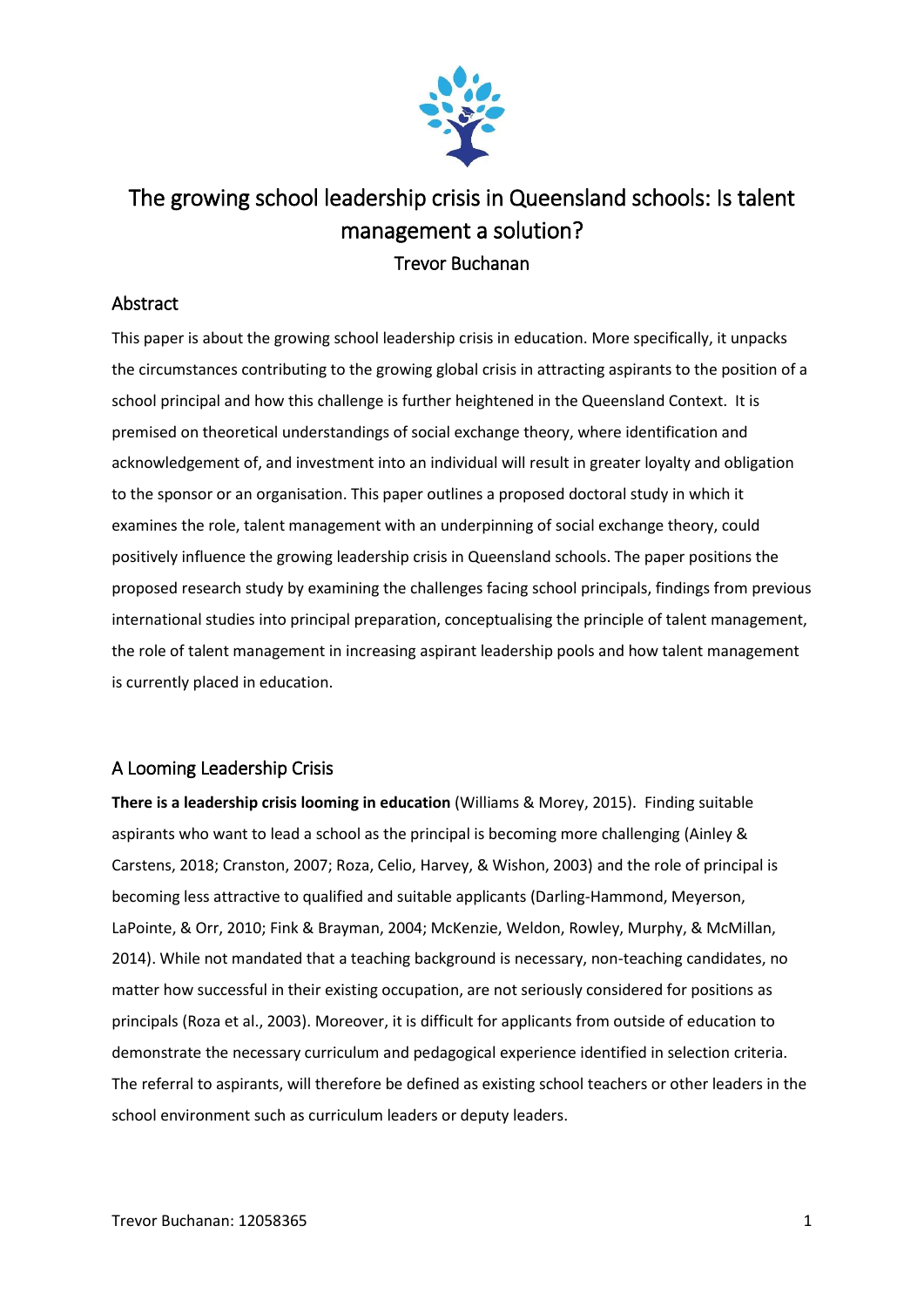# The growing school leadership crisis in Queensland schools: Is talent management a solution?

Trevor Buchanan

## Abstract

This paper is about the growing school leadership crisis in education. More specifically, it unpacks the circumstances contributing to the growing global crisis in attracting aspirants to the position of a school principal and how this challenge is further heightened in the Queensland Context. It is premised on theoretical understandings of social exchange theory, where identification and acknowledgement of, and investment into an individual will result in greater loyalty and obligation to the sponsor or an organisation. This paper outlines a proposed doctoral study in which it examines the role, talent management with an underpinning of social exchange theory, could positively influence the growing leadership crisis in Queensland schools. The paper positions the proposed research study by examining the challenges facing school principals, findings from previous international studies into principal preparation, conceptualising the principle of talent management, the role of talent management in increasing aspirant leadership pools and how talent management is currently placed in education.

## A Looming Leadership Crisis

**There is a leadership crisis looming in education** (Williams & Morey, 2015). Finding suitable aspirants who want to lead a school as the principal is becoming more challenging (Ainley & Carstens, 2018; Cranston, 2007; Roza, Celio, Harvey, & Wishon, 2003) and the role of principal is becoming less attractive to qualified and suitable applicants (Darling-Hammond, Meyerson, LaPointe, & Orr, 2010; Fink & Brayman, 2004; McKenzie, Weldon, Rowley, Murphy, & McMillan, 2014). While not mandated that a teaching background is necessary, non-teaching candidates, no matter how successful in their existing occupation, are not seriously considered for positions as principals (Roza et al., 2003). Moreover, it is difficult for applicants from outside of education to demonstrate the necessary curriculum and pedagogical experience identified in selection criteria. The referral to aspirants, will therefore be defined as existing school teachers or other leaders in the school environment such as curriculum leaders or deputy leaders.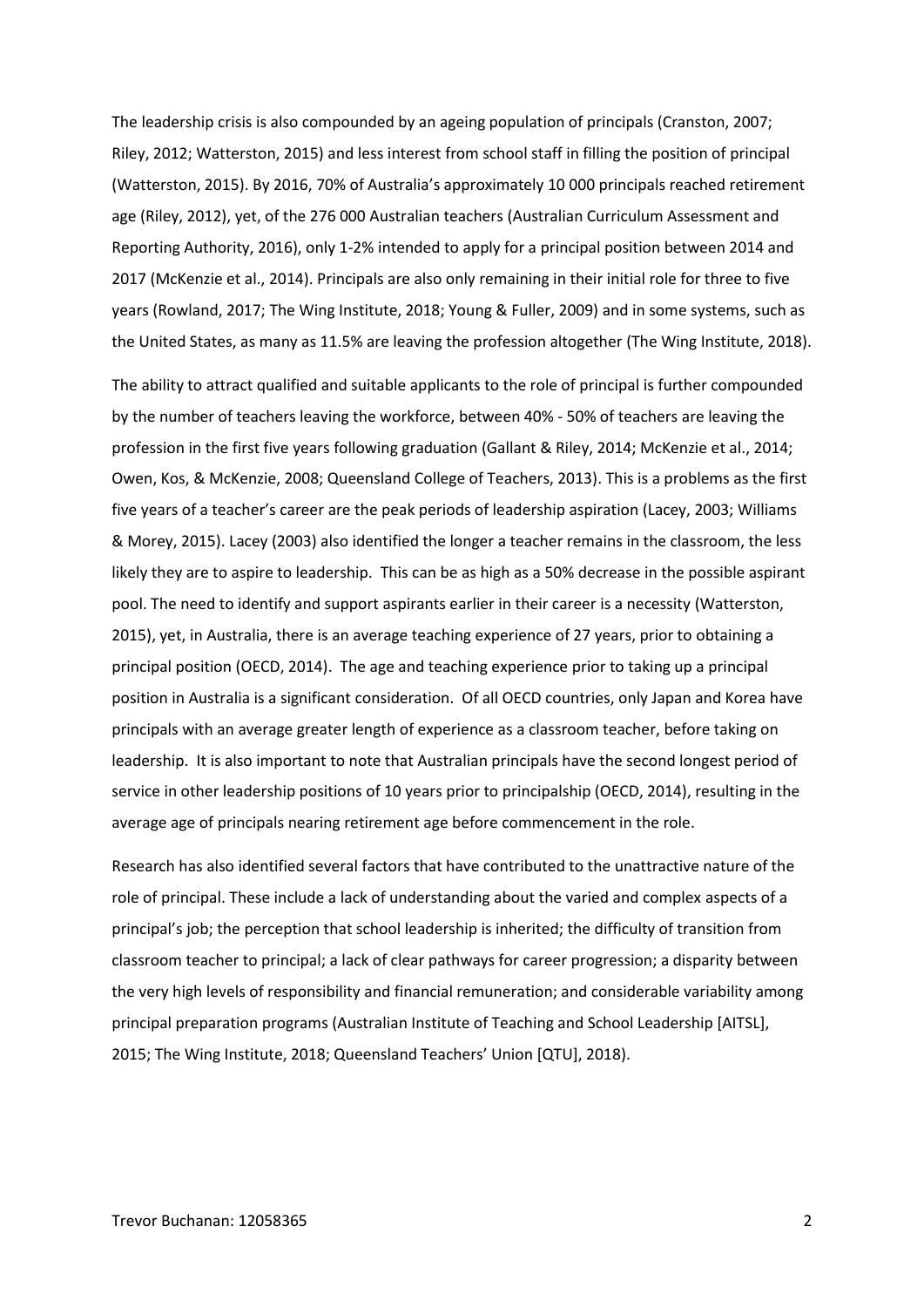The leadership crisis is also compounded by an ageing population of principals (Cranston, 2007; Riley, 2012; Watterston, 2015) and less interest from school staff in filling the position of principal (Watterston, 2015). By 2016, 70% of Australia's approximately 10 000 principals reached retirement age (Riley, 2012), yet, of the 276 000 Australian teachers (Australian Curriculum Assessment and Reporting Authority, 2016), only 1-2% intended to apply for a principal position between 2014 and 2017 (McKenzie et al., 2014). Principals are also only remaining in their initial role for three to five years (Rowland, 2017; The Wing Institute, 2018; Young & Fuller, 2009) and in some systems, such as the United States, as many as 11.5% are leaving the profession altogether (The Wing Institute, 2018).

The ability to attract qualified and suitable applicants to the role of principal is further compounded by the number of teachers leaving the workforce, between 40% - 50% of teachers are leaving the profession in the first five years following graduation (Gallant & Riley, 2014; McKenzie et al., 2014; Owen, Kos, & McKenzie, 2008; Queensland College of Teachers, 2013). This is a problems as the first five years of a teacher's career are the peak periods of leadership aspiration (Lacey, 2003; Williams & Morey, 2015). Lacey (2003) also identified the longer a teacher remains in the classroom, the less likely they are to aspire to leadership. This can be as high as a 50% decrease in the possible aspirant pool. The need to identify and support aspirants earlier in their career is a necessity (Watterston, 2015), yet, in Australia, there is an average teaching experience of 27 years, prior to obtaining a principal position (OECD, 2014). The age and teaching experience prior to taking up a principal position in Australia is a significant consideration. Of all OECD countries, only Japan and Korea have principals with an average greater length of experience as a classroom teacher, before taking on leadership. It is also important to note that Australian principals have the second longest period of service in other leadership positions of 10 years prior to principalship (OECD, 2014), resulting in the average age of principals nearing retirement age before commencement in the role.

Research has also identified several factors that have contributed to the unattractive nature of the role of principal. These include a lack of understanding about the varied and complex aspects of a principal's job; the perception that school leadership is inherited; the difficulty of transition from classroom teacher to principal; a lack of clear pathways for career progression; a disparity between the very high levels of responsibility and financial remuneration; and considerable variability among principal preparation programs (Australian Institute of Teaching and School Leadership [AITSL], 2015; The Wing Institute, 2018; Queensland Teachers' Union [QTU], 2018).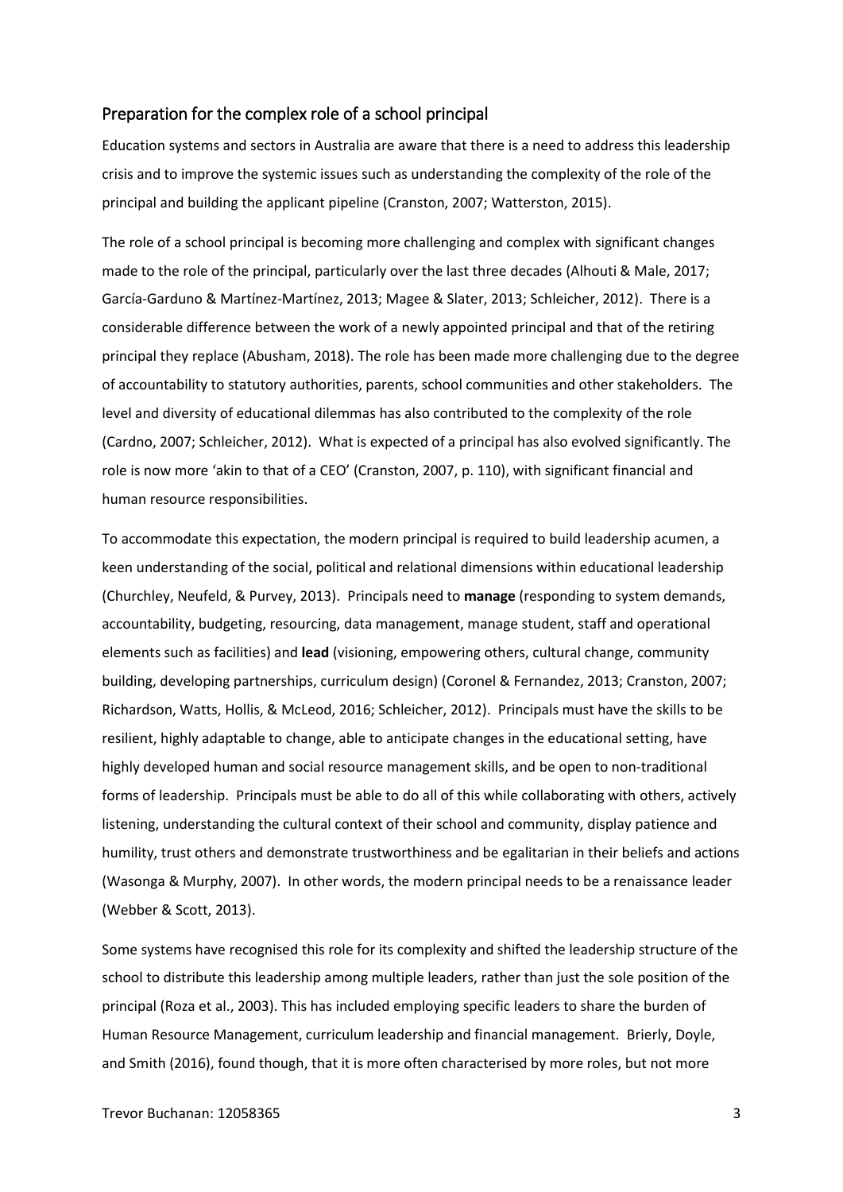## Preparation for the complex role of a school principal

Education systems and sectors in Australia are aware that there is a need to address this leadership crisis and to improve the systemic issues such as understanding the complexity of the role of the principal and building the applicant pipeline (Cranston, 2007; Watterston, 2015).

The role of a school principal is becoming more challenging and complex with significant changes made to the role of the principal, particularly over the last three decades (Alhouti & Male, 2017; García-Garduno & Martínez-Martínez, 2013; Magee & Slater, 2013; Schleicher, 2012). There is a considerable difference between the work of a newly appointed principal and that of the retiring principal they replace (Abusham, 2018). The role has been made more challenging due to the degree of accountability to statutory authorities, parents, school communities and other stakeholders. The level and diversity of educational dilemmas has also contributed to the complexity of the role (Cardno, 2007; Schleicher, 2012). What is expected of a principal has also evolved significantly. The role is now more 'akin to that of a CEO' (Cranston, 2007, p. 110), with significant financial and human resource responsibilities.

To accommodate this expectation, the modern principal is required to build leadership acumen, a keen understanding of the social, political and relational dimensions within educational leadership (Churchley, Neufeld, & Purvey, 2013). Principals need to **manage** (responding to system demands, accountability, budgeting, resourcing, data management, manage student, staff and operational elements such as facilities) and **lead** (visioning, empowering others, cultural change, community building, developing partnerships, curriculum design) (Coronel & Fernandez, 2013; Cranston, 2007; Richardson, Watts, Hollis, & McLeod, 2016; Schleicher, 2012). Principals must have the skills to be resilient, highly adaptable to change, able to anticipate changes in the educational setting, have highly developed human and social resource management skills, and be open to non-traditional forms of leadership. Principals must be able to do all of this while collaborating with others, actively listening, understanding the cultural context of their school and community, display patience and humility, trust others and demonstrate trustworthiness and be egalitarian in their beliefs and actions (Wasonga & Murphy, 2007). In other words, the modern principal needs to be a renaissance leader (Webber & Scott, 2013).

Some systems have recognised this role for its complexity and shifted the leadership structure of the school to distribute this leadership among multiple leaders, rather than just the sole position of the principal (Roza et al., 2003). This has included employing specific leaders to share the burden of Human Resource Management, curriculum leadership and financial management. Brierly, Doyle, and Smith (2016), found though, that it is more often characterised by more roles, but not more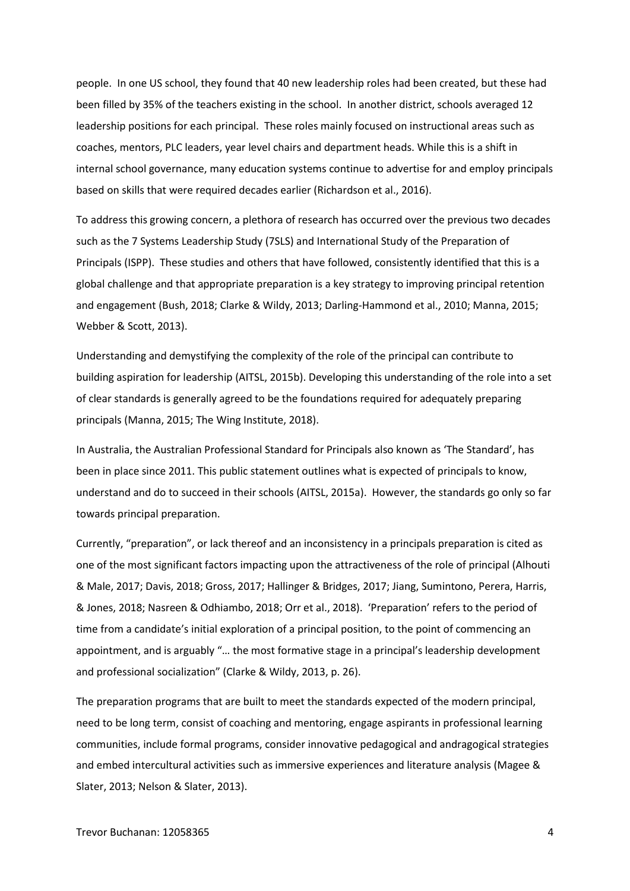people. In one US school, they found that 40 new leadership roles had been created, but these had been filled by 35% of the teachers existing in the school. In another district, schools averaged 12 leadership positions for each principal. These roles mainly focused on instructional areas such as coaches, mentors, PLC leaders, year level chairs and department heads. While this is a shift in internal school governance, many education systems continue to advertise for and employ principals based on skills that were required decades earlier (Richardson et al., 2016).

To address this growing concern, a plethora of research has occurred over the previous two decades such as the 7 Systems Leadership Study (7SLS) and International Study of the Preparation of Principals (ISPP). These studies and others that have followed, consistently identified that this is a global challenge and that appropriate preparation is a key strategy to improving principal retention and engagement (Bush, 2018; Clarke & Wildy, 2013; Darling-Hammond et al., 2010; Manna, 2015; Webber & Scott, 2013).

Understanding and demystifying the complexity of the role of the principal can contribute to building aspiration for leadership (AITSL, 2015b). Developing this understanding of the role into a set of clear standards is generally agreed to be the foundations required for adequately preparing principals (Manna, 2015; The Wing Institute, 2018).

In Australia, the Australian Professional Standard for Principals also known as 'The Standard', has been in place since 2011. This public statement outlines what is expected of principals to know, understand and do to succeed in their schools (AITSL, 2015a). However, the standards go only so far towards principal preparation.

Currently, "preparation", or lack thereof and an inconsistency in a principals preparation is cited as one of the most significant factors impacting upon the attractiveness of the role of principal (Alhouti & Male, 2017; Davis, 2018; Gross, 2017; Hallinger & Bridges, 2017; Jiang, Sumintono, Perera, Harris, & Jones, 2018; Nasreen & Odhiambo, 2018; Orr et al., 2018). 'Preparation' refers to the period of time from a candidate's initial exploration of a principal position, to the point of commencing an appointment, and is arguably "… the most formative stage in a principal's leadership development and professional socialization" (Clarke & Wildy, 2013, p. 26).

The preparation programs that are built to meet the standards expected of the modern principal, need to be long term, consist of coaching and mentoring, engage aspirants in professional learning communities, include formal programs, consider innovative pedagogical and andragogical strategies and embed intercultural activities such as immersive experiences and literature analysis (Magee & Slater, 2013; Nelson & Slater, 2013).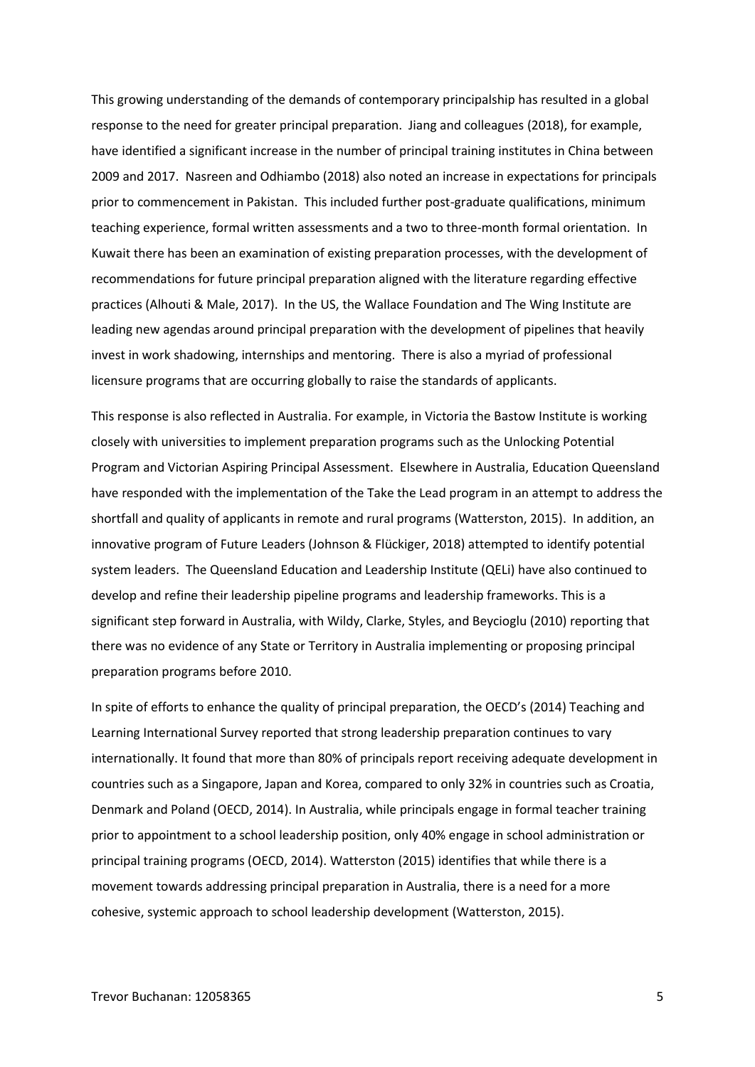This growing understanding of the demands of contemporary principalship has resulted in a global response to the need for greater principal preparation. Jiang and colleagues (2018), for example, have identified a significant increase in the number of principal training institutes in China between 2009 and 2017. Nasreen and Odhiambo (2018) also noted an increase in expectations for principals prior to commencement in Pakistan. This included further post-graduate qualifications, minimum teaching experience, formal written assessments and a two to three-month formal orientation. In Kuwait there has been an examination of existing preparation processes, with the development of recommendations for future principal preparation aligned with the literature regarding effective practices (Alhouti & Male, 2017). In the US, the Wallace Foundation and The Wing Institute are leading new agendas around principal preparation with the development of pipelines that heavily invest in work shadowing, internships and mentoring. There is also a myriad of professional licensure programs that are occurring globally to raise the standards of applicants.

This response is also reflected in Australia. For example, in Victoria the Bastow Institute is working closely with universities to implement preparation programs such as the Unlocking Potential Program and Victorian Aspiring Principal Assessment. Elsewhere in Australia, Education Queensland have responded with the implementation of the Take the Lead program in an attempt to address the shortfall and quality of applicants in remote and rural programs (Watterston, 2015). In addition, an innovative program of Future Leaders (Johnson & Flückiger, 2018) attempted to identify potential system leaders. The Queensland Education and Leadership Institute (QELi) have also continued to develop and refine their leadership pipeline programs and leadership frameworks. This is a significant step forward in Australia, with Wildy, Clarke, Styles, and Beycioglu (2010) reporting that there was no evidence of any State or Territory in Australia implementing or proposing principal preparation programs before 2010.

In spite of efforts to enhance the quality of principal preparation, the OECD's (2014) Teaching and Learning International Survey reported that strong leadership preparation continues to vary internationally. It found that more than 80% of principals report receiving adequate development in countries such as a Singapore, Japan and Korea, compared to only 32% in countries such as Croatia, Denmark and Poland (OECD, 2014). In Australia, while principals engage in formal teacher training prior to appointment to a school leadership position, only 40% engage in school administration or principal training programs (OECD, 2014). Watterston (2015) identifies that while there is a movement towards addressing principal preparation in Australia, there is a need for a more cohesive, systemic approach to school leadership development (Watterston, 2015).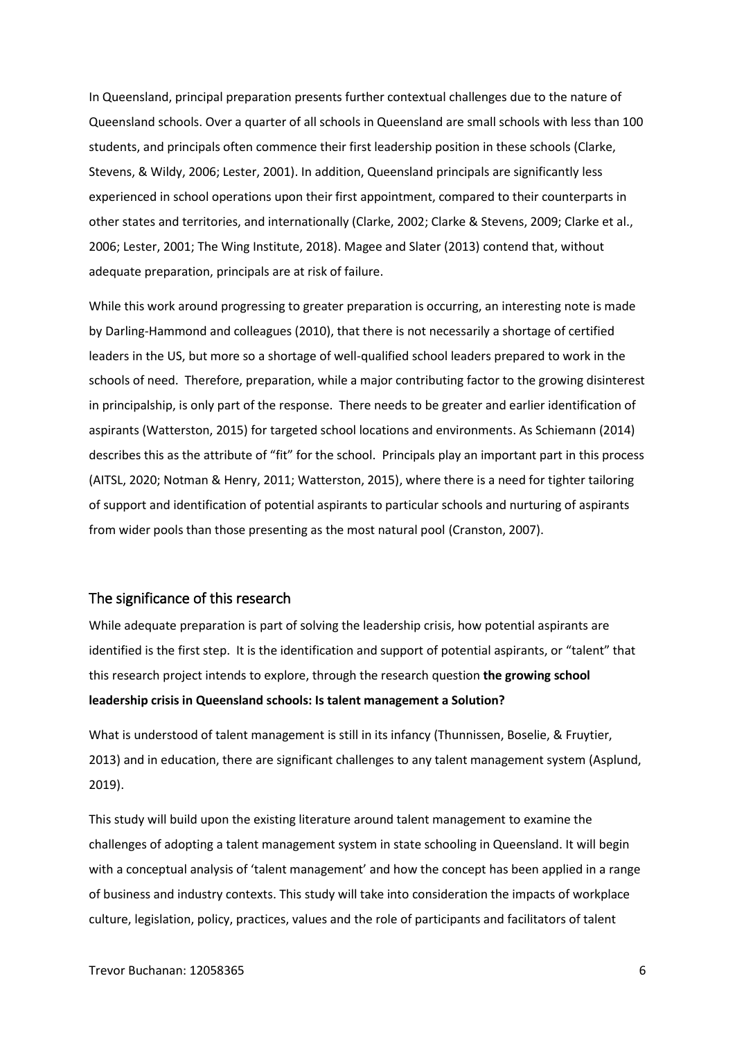In Queensland, principal preparation presents further contextual challenges due to the nature of Queensland schools. Over a quarter of all schools in Queensland are small schools with less than 100 students, and principals often commence their first leadership position in these schools (Clarke, Stevens, & Wildy, 2006; Lester, 2001). In addition, Queensland principals are significantly less experienced in school operations upon their first appointment, compared to their counterparts in other states and territories, and internationally (Clarke, 2002; Clarke & Stevens, 2009; Clarke et al., 2006; Lester, 2001; The Wing Institute, 2018). Magee and Slater (2013) contend that, without adequate preparation, principals are at risk of failure.

While this work around progressing to greater preparation is occurring, an interesting note is made by Darling-Hammond and colleagues (2010), that there is not necessarily a shortage of certified leaders in the US, but more so a shortage of well-qualified school leaders prepared to work in the schools of need. Therefore, preparation, while a major contributing factor to the growing disinterest in principalship, is only part of the response. There needs to be greater and earlier identification of aspirants (Watterston, 2015) for targeted school locations and environments. As Schiemann (2014) describes this as the attribute of "fit" for the school. Principals play an important part in this process (AITSL, 2020; Notman & Henry, 2011; Watterston, 2015), where there is a need for tighter tailoring of support and identification of potential aspirants to particular schools and nurturing of aspirants from wider pools than those presenting as the most natural pool (Cranston, 2007).

## The significance of this research

While adequate preparation is part of solving the leadership crisis, how potential aspirants are identified is the first step. It is the identification and support of potential aspirants, or "talent" that this research project intends to explore, through the research question **the growing school leadership crisis in Queensland schools: Is talent management a Solution?**

What is understood of talent management is still in its infancy (Thunnissen, Boselie, & Fruytier, 2013) and in education, there are significant challenges to any talent management system (Asplund, 2019).

This study will build upon the existing literature around talent management to examine the challenges of adopting a talent management system in state schooling in Queensland. It will begin with a conceptual analysis of 'talent management' and how the concept has been applied in a range of business and industry contexts. This study will take into consideration the impacts of workplace culture, legislation, policy, practices, values and the role of participants and facilitators of talent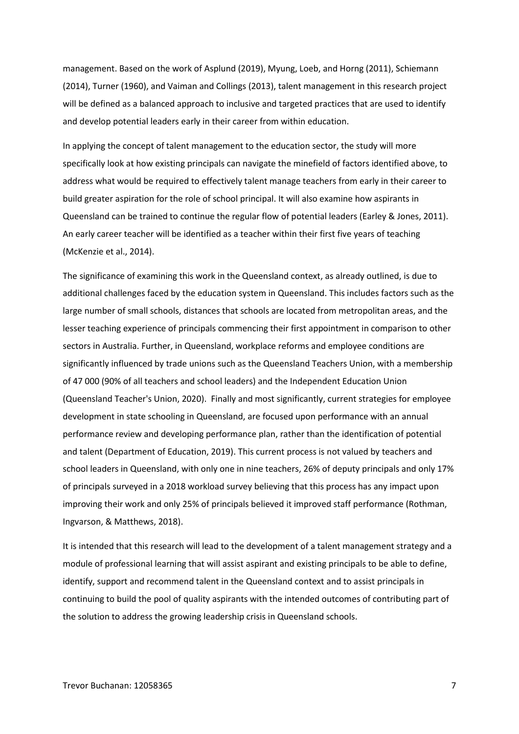management. Based on the work of Asplund (2019), Myung, Loeb, and Horng (2011), Schiemann (2014), Turner (1960), and Vaiman and Collings (2013), talent management in this research project will be defined as a balanced approach to inclusive and targeted practices that are used to identify and develop potential leaders early in their career from within education.

In applying the concept of talent management to the education sector, the study will more specifically look at how existing principals can navigate the minefield of factors identified above, to address what would be required to effectively talent manage teachers from early in their career to build greater aspiration for the role of school principal. It will also examine how aspirants in Queensland can be trained to continue the regular flow of potential leaders (Earley & Jones, 2011). An early career teacher will be identified as a teacher within their first five years of teaching (McKenzie et al., 2014).

The significance of examining this work in the Queensland context, as already outlined, is due to additional challenges faced by the education system in Queensland. This includes factors such as the large number of small schools, distances that schools are located from metropolitan areas, and the lesser teaching experience of principals commencing their first appointment in comparison to other sectors in Australia. Further, in Queensland, workplace reforms and employee conditions are significantly influenced by trade unions such as the Queensland Teachers Union, with a membership of 47 000 (90% of all teachers and school leaders) and the Independent Education Union (Queensland Teacher's Union, 2020). Finally and most significantly, current strategies for employee development in state schooling in Queensland, are focused upon performance with an annual performance review and developing performance plan, rather than the identification of potential and talent (Department of Education, 2019). This current process is not valued by teachers and school leaders in Queensland, with only one in nine teachers, 26% of deputy principals and only 17% of principals surveyed in a 2018 workload survey believing that this process has any impact upon improving their work and only 25% of principals believed it improved staff performance (Rothman, Ingvarson, & Matthews, 2018).

It is intended that this research will lead to the development of a talent management strategy and a module of professional learning that will assist aspirant and existing principals to be able to define, identify, support and recommend talent in the Queensland context and to assist principals in continuing to build the pool of quality aspirants with the intended outcomes of contributing part of the solution to address the growing leadership crisis in Queensland schools.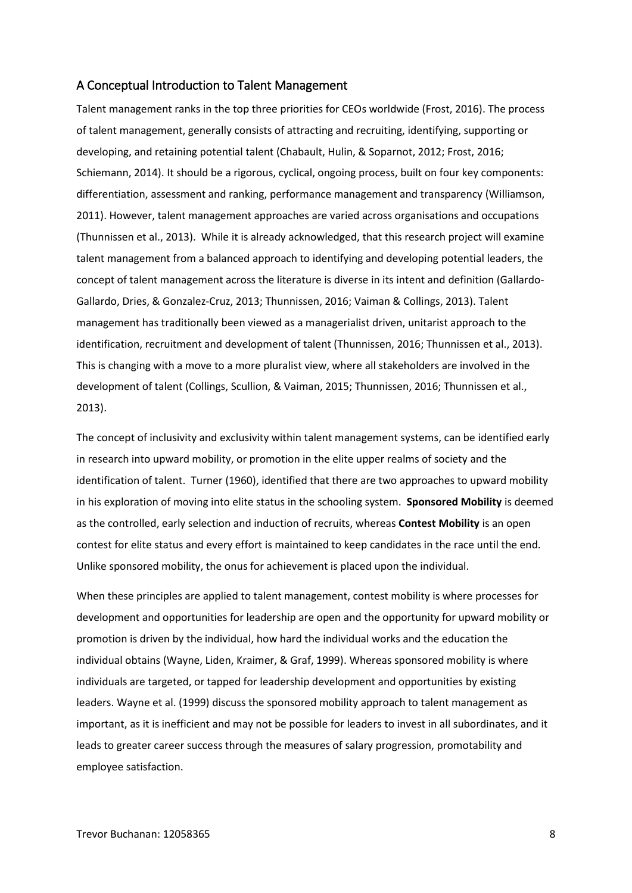## A Conceptual Introduction to Talent Management

Talent management ranks in the top three priorities for CEOs worldwide (Frost, 2016). The process of talent management, generally consists of attracting and recruiting, identifying, supporting or developing, and retaining potential talent (Chabault, Hulin, & Soparnot, 2012; Frost, 2016; Schiemann, 2014). It should be a rigorous, cyclical, ongoing process, built on four key components: differentiation, assessment and ranking, performance management and transparency (Williamson, 2011). However, talent management approaches are varied across organisations and occupations (Thunnissen et al., 2013). While it is already acknowledged, that this research project will examine talent management from a balanced approach to identifying and developing potential leaders, the concept of talent management across the literature is diverse in its intent and definition (Gallardo-Gallardo, Dries, & Gonzalez-Cruz, 2013; Thunnissen, 2016; Vaiman & Collings, 2013). Talent management has traditionally been viewed as a managerialist driven, unitarist approach to the identification, recruitment and development of talent (Thunnissen, 2016; Thunnissen et al., 2013). This is changing with a move to a more pluralist view, where all stakeholders are involved in the development of talent (Collings, Scullion, & Vaiman, 2015; Thunnissen, 2016; Thunnissen et al., 2013).

The concept of inclusivity and exclusivity within talent management systems, can be identified early in research into upward mobility, or promotion in the elite upper realms of society and the identification of talent. Turner (1960), identified that there are two approaches to upward mobility in his exploration of moving into elite status in the schooling system. **Sponsored Mobility** is deemed as the controlled, early selection and induction of recruits, whereas **Contest Mobility** is an open contest for elite status and every effort is maintained to keep candidates in the race until the end. Unlike sponsored mobility, the onus for achievement is placed upon the individual.

When these principles are applied to talent management, contest mobility is where processes for development and opportunities for leadership are open and the opportunity for upward mobility or promotion is driven by the individual, how hard the individual works and the education the individual obtains (Wayne, Liden, Kraimer, & Graf, 1999). Whereas sponsored mobility is where individuals are targeted, or tapped for leadership development and opportunities by existing leaders. Wayne et al. (1999) discuss the sponsored mobility approach to talent management as important, as it is inefficient and may not be possible for leaders to invest in all subordinates, and it leads to greater career success through the measures of salary progression, promotability and employee satisfaction.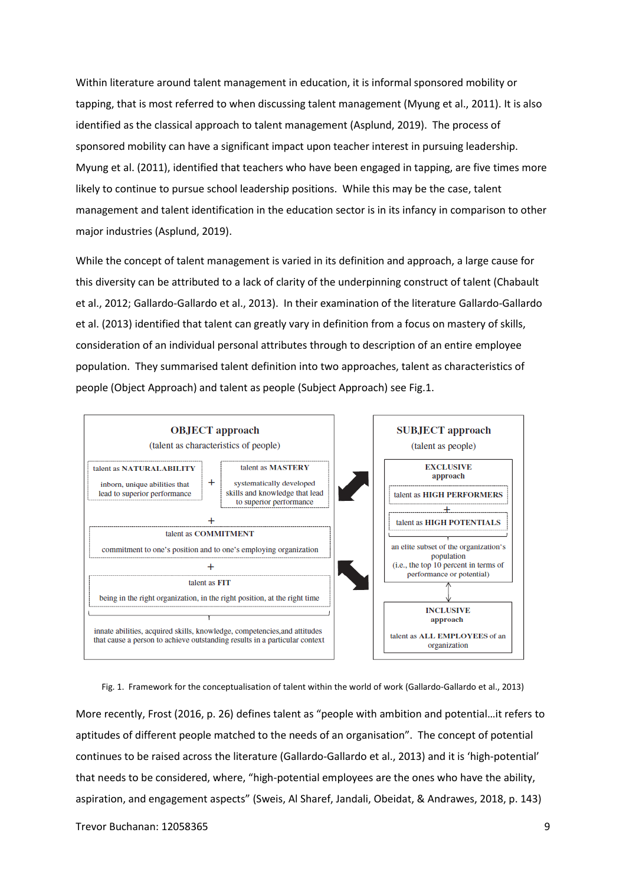Within literature around talent management in education, it is informal sponsored mobility or tapping, that is most referred to when discussing talent management (Myung et al., 2011). It is also identified as the classical approach to talent management (Asplund, 2019). The process of sponsored mobility can have a significant impact upon teacher interest in pursuing leadership. Myung et al. (2011), identified that teachers who have been engaged in tapping, are five times more likely to continue to pursue school leadership positions. While this may be the case, talent management and talent identification in the education sector is in its infancy in comparison to other major industries (Asplund, 2019).

While the concept of talent management is varied in its definition and approach, a large cause for this diversity can be attributed to a lack of clarity of the underpinning construct of talent (Chabault et al., 2012; Gallardo-Gallardo et al., 2013). In their examination of the literature Gallardo-Gallardo et al. (2013) identified that talent can greatly vary in definition from a focus on mastery of skills, consideration of an individual personal attributes through to description of an entire employee population. They summarised talent definition into two approaches, talent as characteristics of people (Object Approach) and talent as people (Subject Approach) see Fig.1.

**OBJECT approach**
(talent as characteristics of people)

- talent as **NATURALABILITY**: inborn, unique abilities that lead to superior performance
- \+ talent as **MASTERY**: systematically developed skills and knowledge that lead to superior performance
- \+ talent as **COMMITMENT**: commitment to one's position and to one's employing organization
- \+ talent as **FIT**: being in the right organization, in the right position, at the right time

innate abilities, acquired skills, knowledge, competencies,and attitudes that cause a person to achieve outstanding results in a particular context

**SUBJECT approach**
(talent as people)

- **EXCLUSIVE approach**: talent as **HIGH PERFORMERS** + talent as **HIGH POTENTIALS** — an elite subset of the organization's population (i.e., the top 10 percent in terms of performance or potential)
- **INCLUSIVE approach**: talent as **ALL EMPLOYEES** of an organization

Fig. 1. Framework for the conceptualisation of talent within the world of work (Gallardo-Gallardo et al., 2013)

More recently, Frost (2016, p. 26) defines talent as "people with ambition and potential…it refers to aptitudes of different people matched to the needs of an organisation". The concept of potential continues to be raised across the literature (Gallardo-Gallardo et al., 2013) and it is 'high-potential' that needs to be considered, where, "high-potential employees are the ones who have the ability, aspiration, and engagement aspects" (Sweis, Al Sharef, Jandali, Obeidat, & Andrawes, 2018, p. 143)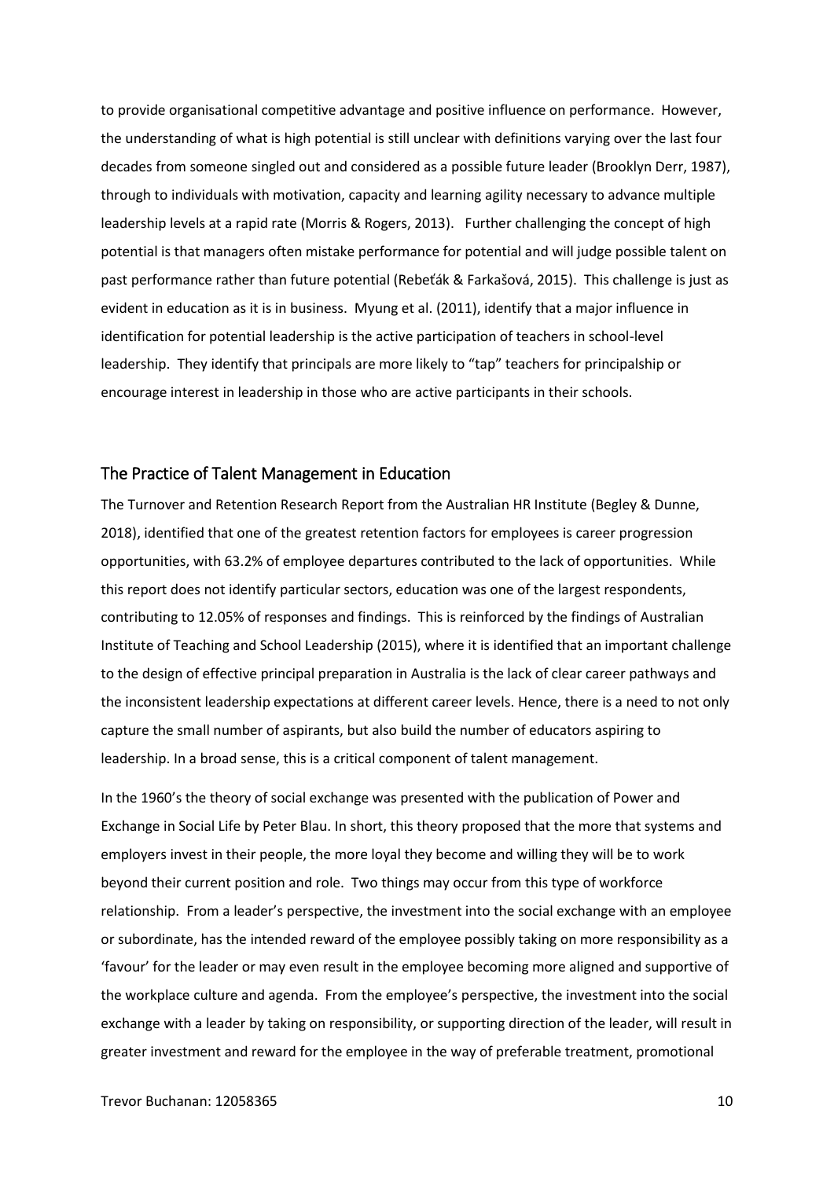to provide organisational competitive advantage and positive influence on performance. However, the understanding of what is high potential is still unclear with definitions varying over the last four decades from someone singled out and considered as a possible future leader (Brooklyn Derr, 1987), through to individuals with motivation, capacity and learning agility necessary to advance multiple leadership levels at a rapid rate (Morris & Rogers, 2013). Further challenging the concept of high potential is that managers often mistake performance for potential and will judge possible talent on past performance rather than future potential (Rebeťák & Farkašová, 2015). This challenge is just as evident in education as it is in business. Myung et al. (2011), identify that a major influence in identification for potential leadership is the active participation of teachers in school-level leadership. They identify that principals are more likely to "tap" teachers for principalship or encourage interest in leadership in those who are active participants in their schools.

## The Practice of Talent Management in Education

The Turnover and Retention Research Report from the Australian HR Institute (Begley & Dunne, 2018), identified that one of the greatest retention factors for employees is career progression opportunities, with 63.2% of employee departures contributed to the lack of opportunities. While this report does not identify particular sectors, education was one of the largest respondents, contributing to 12.05% of responses and findings. This is reinforced by the findings of Australian Institute of Teaching and School Leadership (2015), where it is identified that an important challenge to the design of effective principal preparation in Australia is the lack of clear career pathways and the inconsistent leadership expectations at different career levels. Hence, there is a need to not only capture the small number of aspirants, but also build the number of educators aspiring to leadership. In a broad sense, this is a critical component of talent management.

In the 1960's the theory of social exchange was presented with the publication of Power and Exchange in Social Life by Peter Blau. In short, this theory proposed that the more that systems and employers invest in their people, the more loyal they become and willing they will be to work beyond their current position and role. Two things may occur from this type of workforce relationship. From a leader's perspective, the investment into the social exchange with an employee or subordinate, has the intended reward of the employee possibly taking on more responsibility as a 'favour' for the leader or may even result in the employee becoming more aligned and supportive of the workplace culture and agenda. From the employee's perspective, the investment into the social exchange with a leader by taking on responsibility, or supporting direction of the leader, will result in greater investment and reward for the employee in the way of preferable treatment, promotional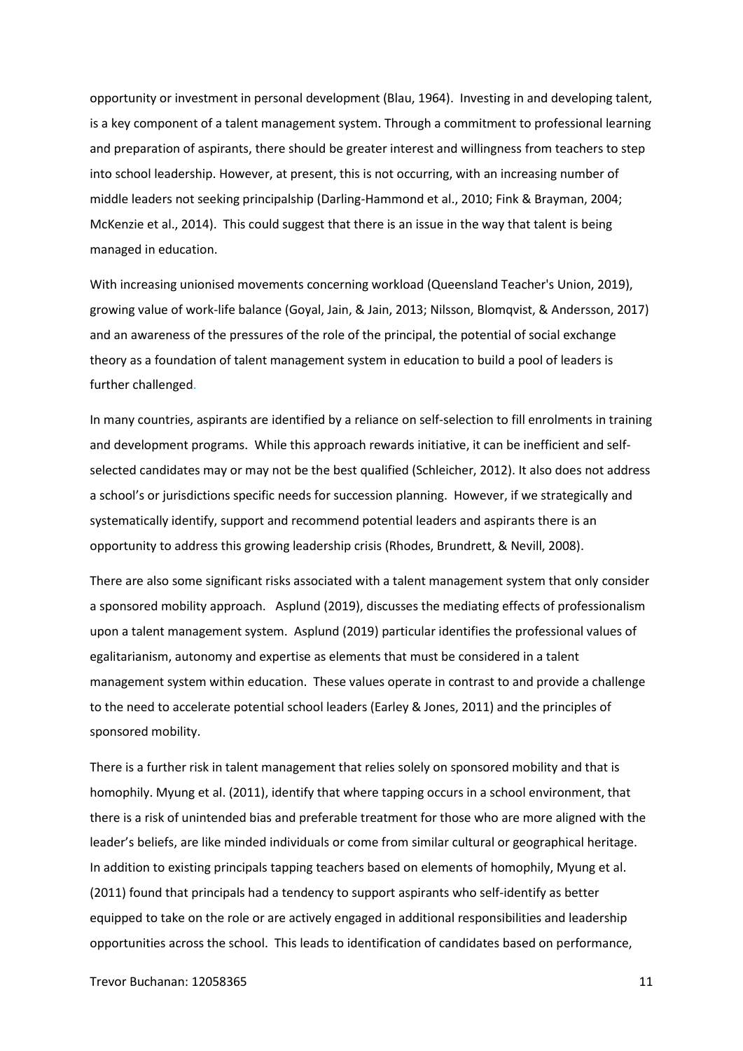opportunity or investment in personal development (Blau, 1964). Investing in and developing talent, is a key component of a talent management system. Through a commitment to professional learning and preparation of aspirants, there should be greater interest and willingness from teachers to step into school leadership. However, at present, this is not occurring, with an increasing number of middle leaders not seeking principalship (Darling-Hammond et al., 2010; Fink & Brayman, 2004; McKenzie et al., 2014). This could suggest that there is an issue in the way that talent is being managed in education.

With increasing unionised movements concerning workload (Queensland Teacher's Union, 2019), growing value of work-life balance (Goyal, Jain, & Jain, 2013; Nilsson, Blomqvist, & Andersson, 2017) and an awareness of the pressures of the role of the principal, the potential of social exchange theory as a foundation of talent management system in education to build a pool of leaders is further challenged.

In many countries, aspirants are identified by a reliance on self-selection to fill enrolments in training and development programs. While this approach rewards initiative, it can be inefficient and self-selected candidates may or may not be the best qualified (Schleicher, 2012). It also does not address a school's or jurisdictions specific needs for succession planning. However, if we strategically and systematically identify, support and recommend potential leaders and aspirants there is an opportunity to address this growing leadership crisis (Rhodes, Brundrett, & Nevill, 2008).

There are also some significant risks associated with a talent management system that only consider a sponsored mobility approach. Asplund (2019), discusses the mediating effects of professionalism upon a talent management system. Asplund (2019) particular identifies the professional values of egalitarianism, autonomy and expertise as elements that must be considered in a talent management system within education. These values operate in contrast to and provide a challenge to the need to accelerate potential school leaders (Earley & Jones, 2011) and the principles of sponsored mobility.

There is a further risk in talent management that relies solely on sponsored mobility and that is homophily. Myung et al. (2011), identify that where tapping occurs in a school environment, that there is a risk of unintended bias and preferable treatment for those who are more aligned with the leader's beliefs, are like minded individuals or come from similar cultural or geographical heritage. In addition to existing principals tapping teachers based on elements of homophily, Myung et al. (2011) found that principals had a tendency to support aspirants who self-identify as better equipped to take on the role or are actively engaged in additional responsibilities and leadership opportunities across the school. This leads to identification of candidates based on performance,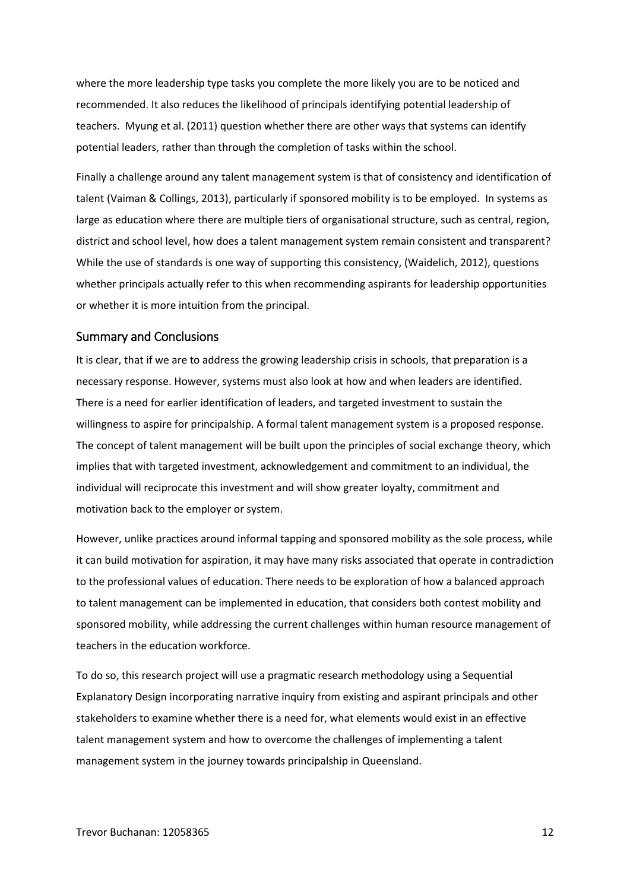where the more leadership type tasks you complete the more likely you are to be noticed and recommended. It also reduces the likelihood of principals identifying potential leadership of teachers. Myung et al. (2011) question whether there are other ways that systems can identify potential leaders, rather than through the completion of tasks within the school.

Finally a challenge around any talent management system is that of consistency and identification of talent (Vaiman & Collings, 2013), particularly if sponsored mobility is to be employed. In systems as large as education where there are multiple tiers of organisational structure, such as central, region, district and school level, how does a talent management system remain consistent and transparent? While the use of standards is one way of supporting this consistency, (Waidelich, 2012), questions whether principals actually refer to this when recommending aspirants for leadership opportunities or whether it is more intuition from the principal.

## Summary and Conclusions

It is clear, that if we are to address the growing leadership crisis in schools, that preparation is a necessary response. However, systems must also look at how and when leaders are identified. There is a need for earlier identification of leaders, and targeted investment to sustain the willingness to aspire for principalship. A formal talent management system is a proposed response. The concept of talent management will be built upon the principles of social exchange theory, which implies that with targeted investment, acknowledgement and commitment to an individual, the individual will reciprocate this investment and will show greater loyalty, commitment and motivation back to the employer or system.

However, unlike practices around informal tapping and sponsored mobility as the sole process, while it can build motivation for aspiration, it may have many risks associated that operate in contradiction to the professional values of education. There needs to be exploration of how a balanced approach to talent management can be implemented in education, that considers both contest mobility and sponsored mobility, while addressing the current challenges within human resource management of teachers in the education workforce.

To do so, this research project will use a pragmatic research methodology using a Sequential Explanatory Design incorporating narrative inquiry from existing and aspirant principals and other stakeholders to examine whether there is a need for, what elements would exist in an effective talent management system and how to overcome the challenges of implementing a talent management system in the journey towards principalship in Queensland.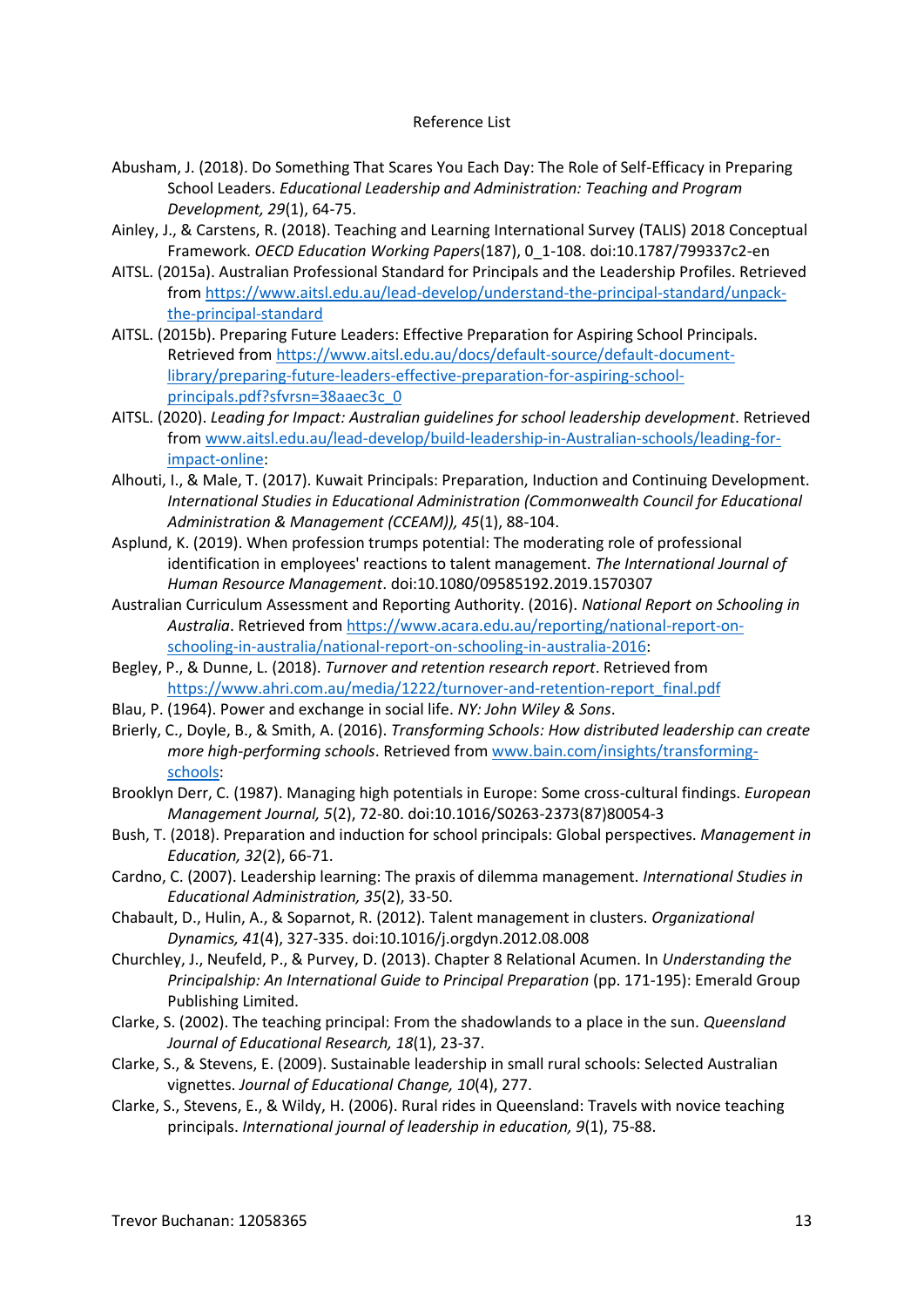# Reference List

Abusham, J. (2018). Do Something That Scares You Each Day: The Role of Self-Efficacy in Preparing School Leaders. *Educational Leadership and Administration: Teaching and Program Development, 29*(1), 64-75.

Ainley, J., & Carstens, R. (2018). Teaching and Learning International Survey (TALIS) 2018 Conceptual Framework. *OECD Education Working Papers*(187), 0_1-108. doi:10.1787/799337c2-en

AITSL. (2015a). Australian Professional Standard for Principals and the Leadership Profiles. Retrieved from https://www.aitsl.edu.au/lead-develop/understand-the-principal-standard/unpack-the-principal-standard

AITSL. (2015b). Preparing Future Leaders: Effective Preparation for Aspiring School Principals. Retrieved from https://www.aitsl.edu.au/docs/default-source/default-document-library/preparing-future-leaders-effective-preparation-for-aspiring-school-principals.pdf?sfvrsn=38aaec3c_0

AITSL. (2020). *Leading for Impact: Australian guidelines for school leadership development*. Retrieved from www.aitsl.edu.au/lead-develop/build-leadership-in-Australian-schools/leading-for-impact-online:

Alhouti, I., & Male, T. (2017). Kuwait Principals: Preparation, Induction and Continuing Development. *International Studies in Educational Administration (Commonwealth Council for Educational Administration & Management (CCEAM)), 45*(1), 88-104.

Asplund, K. (2019). When profession trumps potential: The moderating role of professional identification in employees' reactions to talent management. *The International Journal of Human Resource Management*. doi:10.1080/09585192.2019.1570307

Australian Curriculum Assessment and Reporting Authority. (2016). *National Report on Schooling in Australia*. Retrieved from https://www.acara.edu.au/reporting/national-report-on-schooling-in-australia/national-report-on-schooling-in-australia-2016:

Begley, P., & Dunne, L. (2018). *Turnover and retention research report*. Retrieved from https://www.ahri.com.au/media/1222/turnover-and-retention-report_final.pdf

Blau, P. (1964). Power and exchange in social life. *NY: John Wiley & Sons*.

Brierly, C., Doyle, B., & Smith, A. (2016). *Transforming Schools: How distributed leadership can create more high-performing schools*. Retrieved from www.bain.com/insights/transforming-schools:

Brooklyn Derr, C. (1987). Managing high potentials in Europe: Some cross-cultural findings. *European Management Journal, 5*(2), 72-80. doi:10.1016/S0263-2373(87)80054-3

Bush, T. (2018). Preparation and induction for school principals: Global perspectives. *Management in Education, 32*(2), 66-71.

Cardno, C. (2007). Leadership learning: The praxis of dilemma management. *International Studies in Educational Administration, 35*(2), 33-50.

Chabault, D., Hulin, A., & Soparnot, R. (2012). Talent management in clusters. *Organizational Dynamics, 41*(4), 327-335. doi:10.1016/j.orgdyn.2012.08.008

Churchley, J., Neufeld, P., & Purvey, D. (2013). Chapter 8 Relational Acumen. In *Understanding the Principalship: An International Guide to Principal Preparation* (pp. 171-195): Emerald Group Publishing Limited.

Clarke, S. (2002). The teaching principal: From the shadowlands to a place in the sun. *Queensland Journal of Educational Research, 18*(1), 23-37.

Clarke, S., & Stevens, E. (2009). Sustainable leadership in small rural schools: Selected Australian vignettes. *Journal of Educational Change, 10*(4), 277.

Clarke, S., Stevens, E., & Wildy, H. (2006). Rural rides in Queensland: Travels with novice teaching principals. *International journal of leadership in education, 9*(1), 75-88.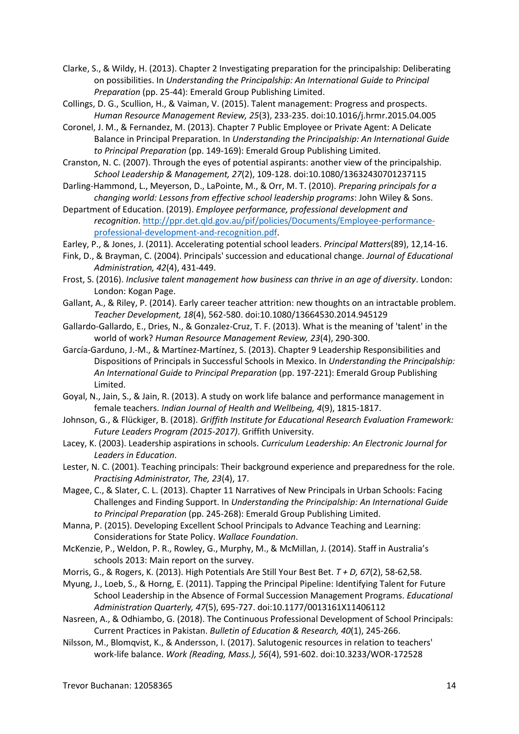Clarke, S., & Wildy, H. (2013). Chapter 2 Investigating preparation for the principalship: Deliberating on possibilities. In *Understanding the Principalship: An International Guide to Principal Preparation* (pp. 25-44): Emerald Group Publishing Limited.

Collings, D. G., Scullion, H., & Vaiman, V. (2015). Talent management: Progress and prospects. *Human Resource Management Review, 25*(3), 233-235. doi:10.1016/j.hrmr.2015.04.005

Coronel, J. M., & Fernandez, M. (2013). Chapter 7 Public Employee or Private Agent: A Delicate Balance in Principal Preparation. In *Understanding the Principalship: An International Guide to Principal Preparation* (pp. 149-169): Emerald Group Publishing Limited.

Cranston, N. C. (2007). Through the eyes of potential aspirants: another view of the principalship. *School Leadership & Management, 27*(2), 109-128. doi:10.1080/13632430701237115

Darling-Hammond, L., Meyerson, D., LaPointe, M., & Orr, M. T. (2010). *Preparing principals for a changing world: Lessons from effective school leadership programs*: John Wiley & Sons.

Department of Education. (2019). *Employee performance, professional development and recognition*. http://ppr.det.qld.gov.au/pif/policies/Documents/Employee-performance-professional-development-and-recognition.pdf.

Earley, P., & Jones, J. (2011). Accelerating potential school leaders. *Principal Matters*(89), 12,14-16.

Fink, D., & Brayman, C. (2004). Principals' succession and educational change. *Journal of Educational Administration, 42*(4), 431-449.

Frost, S. (2016). *Inclusive talent management how business can thrive in an age of diversity*. London: London: Kogan Page.

Gallant, A., & Riley, P. (2014). Early career teacher attrition: new thoughts on an intractable problem. *Teacher Development, 18*(4), 562-580. doi:10.1080/13664530.2014.945129

Gallardo-Gallardo, E., Dries, N., & Gonzalez-Cruz, T. F. (2013). What is the meaning of 'talent' in the world of work? *Human Resource Management Review, 23*(4), 290-300.

García-Garduno, J.-M., & Martínez-Martínez, S. (2013). Chapter 9 Leadership Responsibilities and Dispositions of Principals in Successful Schools in Mexico. In *Understanding the Principalship: An International Guide to Principal Preparation* (pp. 197-221): Emerald Group Publishing Limited.

Goyal, N., Jain, S., & Jain, R. (2013). A study on work life balance and performance management in female teachers. *Indian Journal of Health and Wellbeing, 4*(9), 1815-1817.

Johnson, G., & Flückiger, B. (2018). *Griffith Institute for Educational Research Evaluation Framework: Future Leaders Program (2015-2017)*. Griffith University.

Lacey, K. (2003). Leadership aspirations in schools. *Curriculum Leadership: An Electronic Journal for Leaders in Education*.

Lester, N. C. (2001). Teaching principals: Their background experience and preparedness for the role. *Practising Administrator, The, 23*(4), 17.

Magee, C., & Slater, C. L. (2013). Chapter 11 Narratives of New Principals in Urban Schools: Facing Challenges and Finding Support. In *Understanding the Principalship: An International Guide to Principal Preparation* (pp. 245-268): Emerald Group Publishing Limited.

Manna, P. (2015). Developing Excellent School Principals to Advance Teaching and Learning: Considerations for State Policy. *Wallace Foundation*.

McKenzie, P., Weldon, P. R., Rowley, G., Murphy, M., & McMillan, J. (2014). Staff in Australia's schools 2013: Main report on the survey.

Morris, G., & Rogers, K. (2013). High Potentials Are Still Your Best Bet. *T + D, 67*(2), 58-62,58.

Myung, J., Loeb, S., & Horng, E. (2011). Tapping the Principal Pipeline: Identifying Talent for Future School Leadership in the Absence of Formal Succession Management Programs. *Educational Administration Quarterly, 47*(5), 695-727. doi:10.1177/0013161X11406112

Nasreen, A., & Odhiambo, G. (2018). The Continuous Professional Development of School Principals: Current Practices in Pakistan. *Bulletin of Education & Research, 40*(1), 245-266.

Nilsson, M., Blomqvist, K., & Andersson, I. (2017). Salutogenic resources in relation to teachers' work-life balance. *Work (Reading, Mass.), 56*(4), 591-602. doi:10.3233/WOR-172528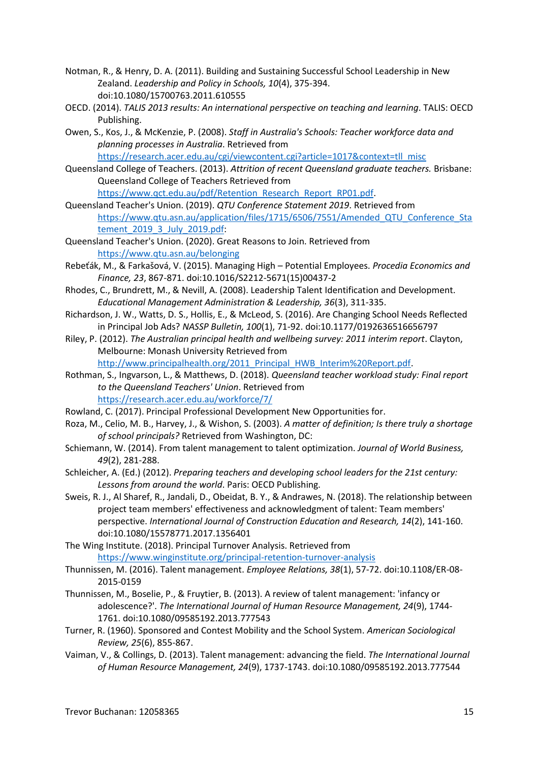Notman, R., & Henry, D. A. (2011). Building and Sustaining Successful School Leadership in New Zealand. *Leadership and Policy in Schools, 10*(4), 375-394. doi:10.1080/15700763.2011.610555

OECD. (2014). *TALIS 2013 results: An international perspective on teaching and learning*. TALIS: OECD Publishing.

Owen, S., Kos, J., & McKenzie, P. (2008). *Staff in Australia's Schools: Teacher workforce data and planning processes in Australia*. Retrieved from https://research.acer.edu.au/cgi/viewcontent.cgi?article=1017&context=tll_misc

Queensland College of Teachers. (2013). *Attrition of recent Queensland graduate teachers.* Brisbane: Queensland College of Teachers Retrieved from https://www.qct.edu.au/pdf/Retention_Research_Report_RP01.pdf.

Queensland Teacher's Union. (2019). *QTU Conference Statement 2019*. Retrieved from https://www.qtu.asn.au/application/files/1715/6506/7551/Amended_QTU_Conference_Statement_2019_3_July_2019.pdf:

Queensland Teacher's Union. (2020). Great Reasons to Join. Retrieved from https://www.qtu.asn.au/belonging

Rebeťák, M., & Farkašová, V. (2015). Managing High – Potential Employees. *Procedia Economics and Finance, 23*, 867-871. doi:10.1016/S2212-5671(15)00437-2

Rhodes, C., Brundrett, M., & Nevill, A. (2008). Leadership Talent Identification and Development. *Educational Management Administration & Leadership, 36*(3), 311-335.

Richardson, J. W., Watts, D. S., Hollis, E., & McLeod, S. (2016). Are Changing School Needs Reflected in Principal Job Ads? *NASSP Bulletin, 100*(1), 71-92. doi:10.1177/0192636516656797

Riley, P. (2012). *The Australian principal health and wellbeing survey: 2011 interim report*. Clayton, Melbourne: Monash University Retrieved from http://www.principalhealth.org/2011_Principal_HWB_Interim%20Report.pdf.

Rothman, S., Ingvarson, L., & Matthews, D. (2018). *Queensland teacher workload study: Final report to the Queensland Teachers' Union*. Retrieved from https://research.acer.edu.au/workforce/7/

Rowland, C. (2017). Principal Professional Development New Opportunities for.

Roza, M., Celio, M. B., Harvey, J., & Wishon, S. (2003). *A matter of definition; Is there truly a shortage of school principals?* Retrieved from Washington, DC:

Schiemann, W. (2014). From talent management to talent optimization. *Journal of World Business, 49*(2), 281-288.

Schleicher, A. (Ed.) (2012). *Preparing teachers and developing school leaders for the 21st century: Lessons from around the world*. Paris: OECD Publishing.

Sweis, R. J., Al Sharef, R., Jandali, D., Obeidat, B. Y., & Andrawes, N. (2018). The relationship between project team members' effectiveness and acknowledgment of talent: Team members' perspective. *International Journal of Construction Education and Research, 14*(2), 141-160. doi:10.1080/15578771.2017.1356401

The Wing Institute. (2018). Principal Turnover Analysis. Retrieved from https://www.winginstitute.org/principal-retention-turnover-analysis

Thunnissen, M. (2016). Talent management. *Employee Relations, 38*(1), 57-72. doi:10.1108/ER-08-2015-0159

Thunnissen, M., Boselie, P., & Fruytier, B. (2013). A review of talent management: 'infancy or adolescence?'. *The International Journal of Human Resource Management, 24*(9), 1744-1761. doi:10.1080/09585192.2013.777543

Turner, R. (1960). Sponsored and Contest Mobility and the School System. *American Sociological Review, 25*(6), 855-867.

Vaiman, V., & Collings, D. (2013). Talent management: advancing the field. *The International Journal of Human Resource Management, 24*(9), 1737-1743. doi:10.1080/09585192.2013.777544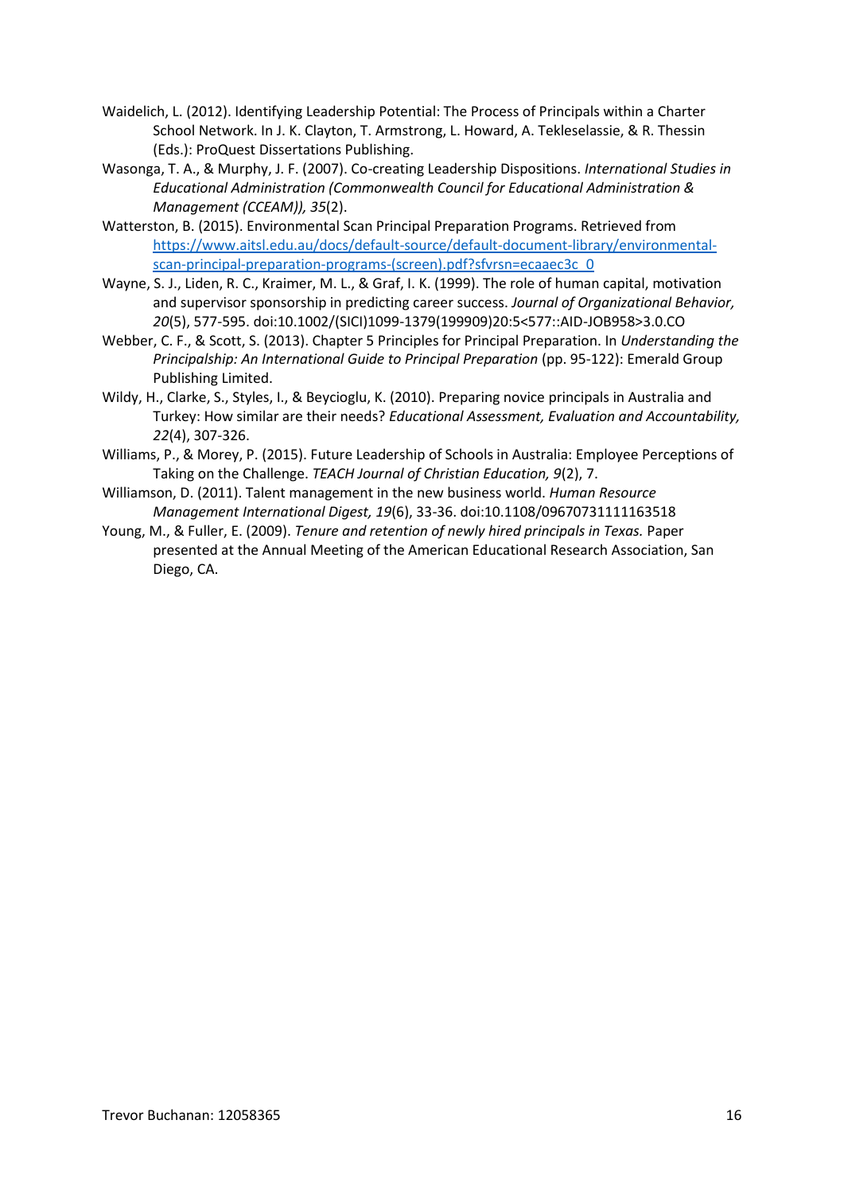Waidelich, L. (2012). Identifying Leadership Potential: The Process of Principals within a Charter School Network. In J. K. Clayton, T. Armstrong, L. Howard, A. Tekleselassie, & R. Thessin (Eds.): ProQuest Dissertations Publishing.

Wasonga, T. A., & Murphy, J. F. (2007). Co-creating Leadership Dispositions. *International Studies in Educational Administration (Commonwealth Council for Educational Administration & Management (CCEAM)), 35*(2).

Watterston, B. (2015). Environmental Scan Principal Preparation Programs. Retrieved from https://www.aitsl.edu.au/docs/default-source/default-document-library/environmental-scan-principal-preparation-programs-(screen).pdf?sfvrsn=ecaaec3c_0

Wayne, S. J., Liden, R. C., Kraimer, M. L., & Graf, I. K. (1999). The role of human capital, motivation and supervisor sponsorship in predicting career success. *Journal of Organizational Behavior, 20*(5), 577-595. doi:10.1002/(SICI)1099-1379(199909)20:5<577::AID-JOB958>3.0.CO

Webber, C. F., & Scott, S. (2013). Chapter 5 Principles for Principal Preparation. In *Understanding the Principalship: An International Guide to Principal Preparation* (pp. 95-122): Emerald Group Publishing Limited.

Wildy, H., Clarke, S., Styles, I., & Beycioglu, K. (2010). Preparing novice principals in Australia and Turkey: How similar are their needs? *Educational Assessment, Evaluation and Accountability, 22*(4), 307-326.

Williams, P., & Morey, P. (2015). Future Leadership of Schools in Australia: Employee Perceptions of Taking on the Challenge. *TEACH Journal of Christian Education, 9*(2), 7.

Williamson, D. (2011). Talent management in the new business world. *Human Resource Management International Digest, 19*(6), 33-36. doi:10.1108/09670731111163518

Young, M., & Fuller, E. (2009). *Tenure and retention of newly hired principals in Texas.* Paper presented at the Annual Meeting of the American Educational Research Association, San Diego, CA.